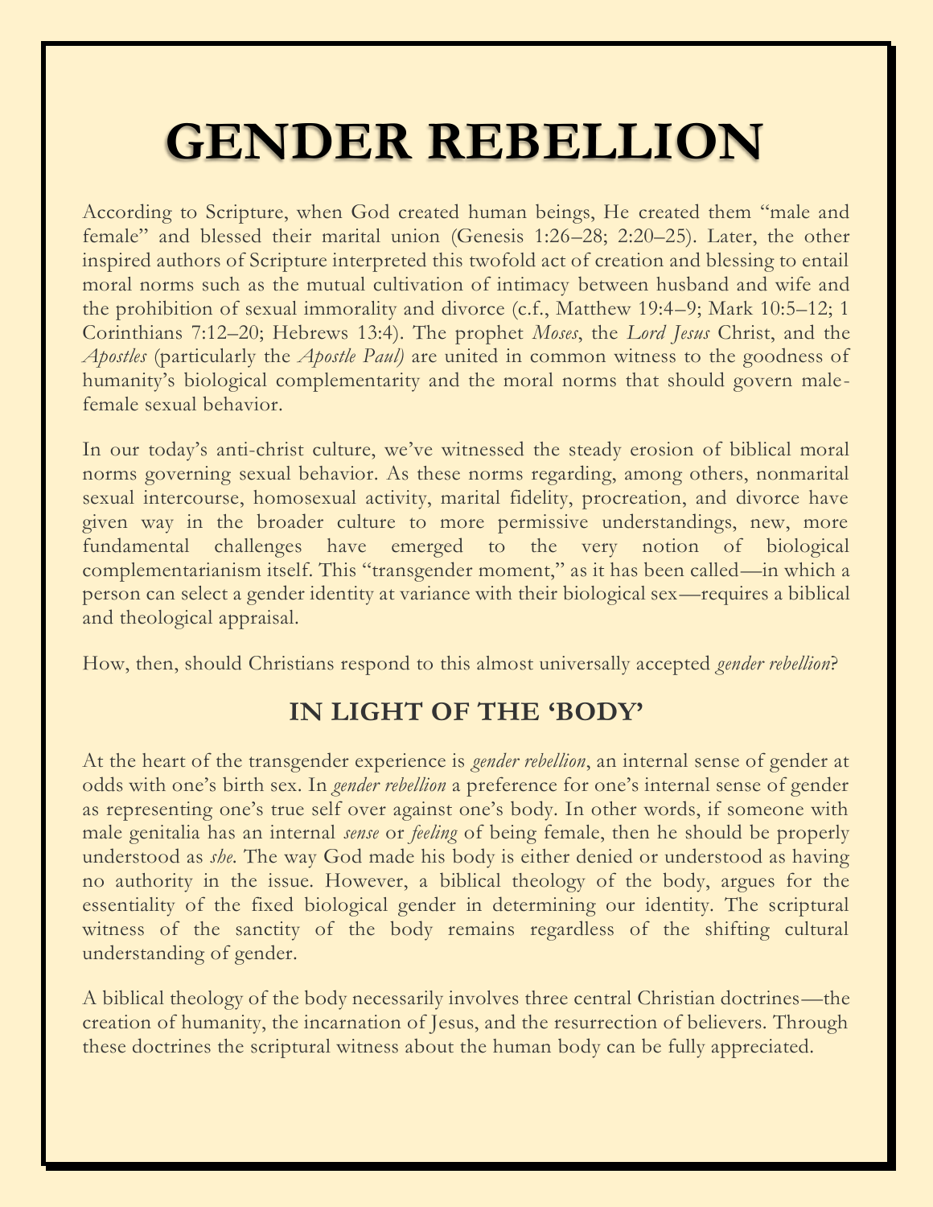# GENDER REBELLION

According to Scripture, when God created human beings, He created them "male and female" and blessed their marital union (Genesis 1:26–28; 2:20–25). Later, the other inspired authors of Scripture interpreted this twofold act of creation and blessing to entail moral norms such as the mutual cultivation of intimacy between husband and wife and the prohibition of sexual immorality and divorce (c.f., Matthew 19:4–9; Mark 10:5–12; 1 Corinthians 7:12–20; Hebrews 13:4). The prophet *Moses*, the *Lord Jesus* Christ, and the *Apostles* (particularly the *Apostle Paul)* are united in common witness to the goodness of humanity's biological complementarity and the moral norms that should govern male-female sexual behavior.

In our today's anti-christ culture, we've witnessed the steady erosion of biblical moral norms governing sexual behavior. As these norms regarding, among others, nonmarital sexual intercourse, homosexual activity, marital fidelity, procreation, and divorce have given way in the broader culture to more permissive understandings, new, more fundamental challenges have emerged to the very notion of biological complementarianism itself. This "transgender moment," as it has been called—in which a person can select a gender identity at variance with their biological sex—requires a biblical and theological appraisal.

How, then, should Christians respond to this almost universally accepted *gender rebellion*?

## IN LIGHT OF THE 'BODY'

At the heart of the transgender experience is *gender rebellion*, an internal sense of gender at odds with one's birth sex. In *gender rebellion* a preference for one's internal sense of gender as representing one's true self over against one's body. In other words, if someone with male genitalia has an internal *sense* or *feeling* of being female, then he should be properly understood as *she*. The way God made his body is either denied or understood as having no authority in the issue. However, a biblical theology of the body, argues for the essentiality of the fixed biological gender in determining our identity. The scriptural witness of the sanctity of the body remains regardless of the shifting cultural understanding of gender.

A biblical theology of the body necessarily involves three central Christian doctrines—the creation of humanity, the incarnation of Jesus, and the resurrection of believers. Through these doctrines the scriptural witness about the human body can be fully appreciated.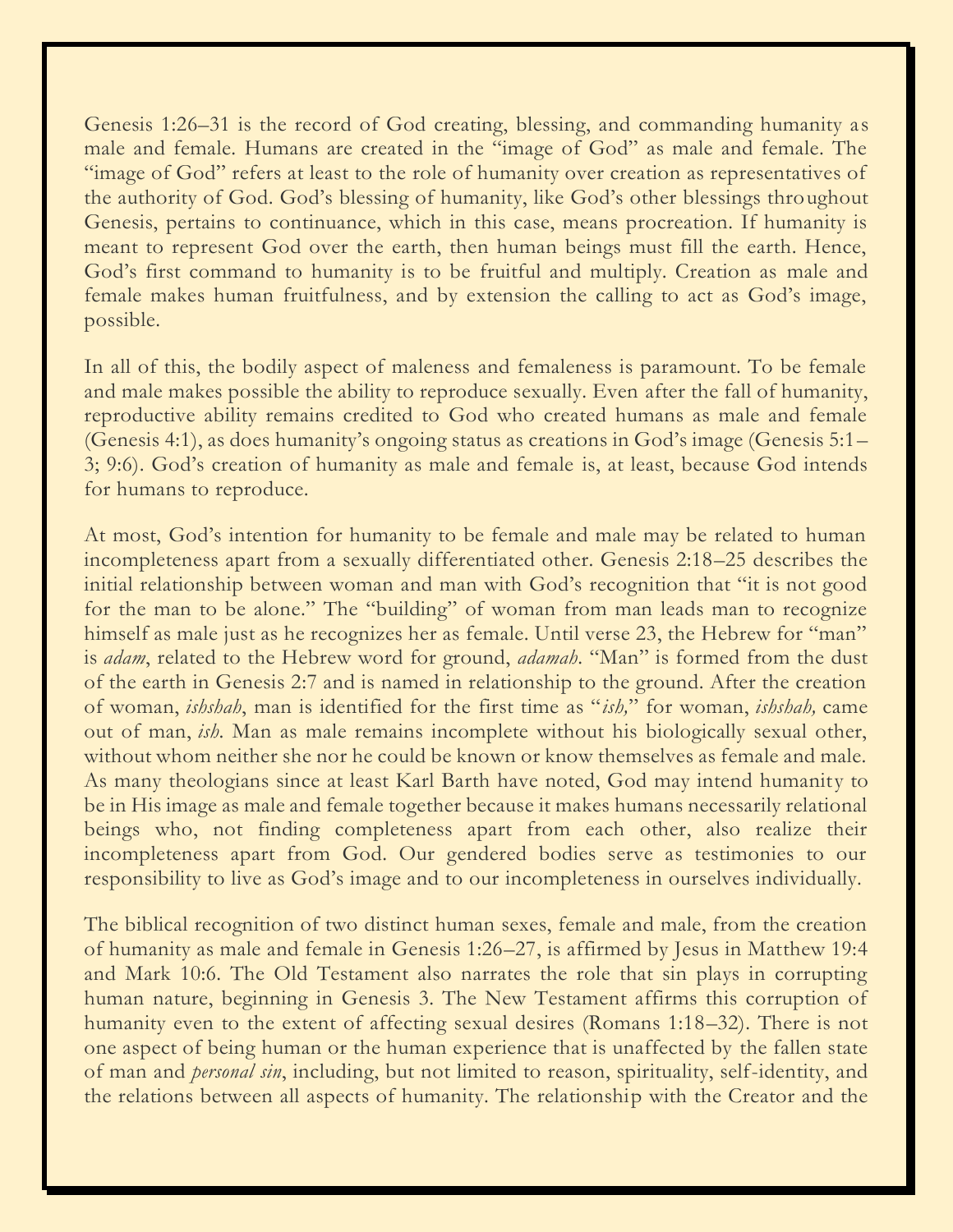Genesis 1:26–31 is the record of God creating, blessing, and commanding humanity as male and female. Humans are created in the "image of God" as male and female. The "image of God" refers at least to the role of humanity over creation as representatives of the authority of God. God's blessing of humanity, like God's other blessings throughout Genesis, pertains to continuance, which in this case, means procreation. If humanity is meant to represent God over the earth, then human beings must fill the earth. Hence, God's first command to humanity is to be fruitful and multiply. Creation as male and female makes human fruitfulness, and by extension the calling to act as God's image, possible.

In all of this, the bodily aspect of maleness and femaleness is paramount. To be female and male makes possible the ability to reproduce sexually. Even after the fall of humanity, reproductive ability remains credited to God who created humans as male and female (Genesis 4:1), as does humanity's ongoing status as creations in God's image (Genesis 5:1–3; 9:6). God's creation of humanity as male and female is, at least, because God intends for humans to reproduce.

At most, God's intention for humanity to be female and male may be related to human incompleteness apart from a sexually differentiated other. Genesis 2:18–25 describes the initial relationship between woman and man with God's recognition that "it is not good for the man to be alone." The "building" of woman from man leads man to recognize himself as male just as he recognizes her as female. Until verse 23, the Hebrew for "man" is *adam*, related to the Hebrew word for ground, *adamah*. "Man" is formed from the dust of the earth in Genesis 2:7 and is named in relationship to the ground. After the creation of woman, *ishshah*, man is identified for the first time as "*ish,*" for woman, *ishshah,* came out of man, *ish*. Man as male remains incomplete without his biologically sexual other, without whom neither she nor he could be known or know themselves as female and male. As many theologians since at least Karl Barth have noted, God may intend humanity to be in His image as male and female together because it makes humans necessarily relational beings who, not finding completeness apart from each other, also realize their incompleteness apart from God. Our gendered bodies serve as testimonies to our responsibility to live as God's image and to our incompleteness in ourselves individually.

The biblical recognition of two distinct human sexes, female and male, from the creation of humanity as male and female in Genesis 1:26–27, is affirmed by Jesus in Matthew 19:4 and Mark 10:6. The Old Testament also narrates the role that sin plays in corrupting human nature, beginning in Genesis 3. The New Testament affirms this corruption of humanity even to the extent of affecting sexual desires (Romans 1:18–32). There is not one aspect of being human or the human experience that is unaffected by the fallen state of man and *personal sin*, including, but not limited to reason, spirituality, self-identity, and the relations between all aspects of humanity. The relationship with the Creator and the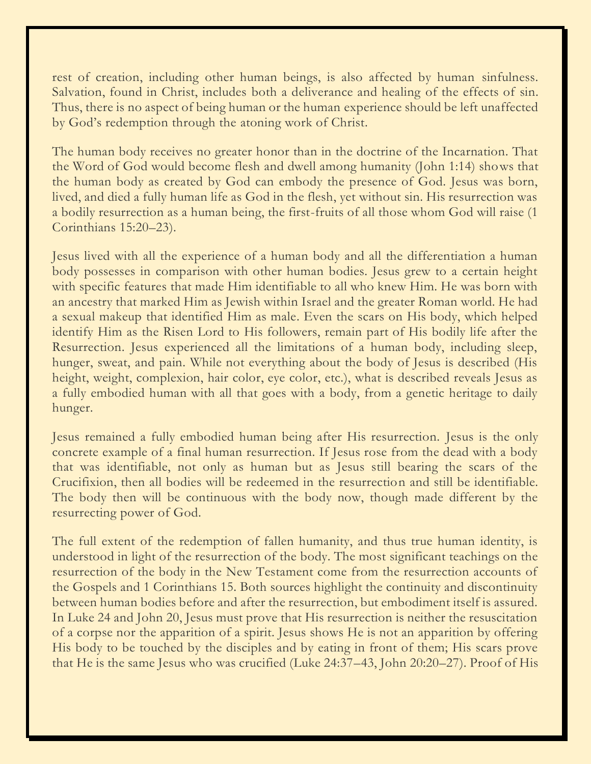rest of creation, including other human beings, is also affected by human sinfulness. Salvation, found in Christ, includes both a deliverance and healing of the effects of sin. Thus, there is no aspect of being human or the human experience should be left unaffected by God's redemption through the atoning work of Christ.

The human body receives no greater honor than in the doctrine of the Incarnation. That the Word of God would become flesh and dwell among humanity (John 1:14) shows that the human body as created by God can embody the presence of God. Jesus was born, lived, and died a fully human life as God in the flesh, yet without sin. His resurrection was a bodily resurrection as a human being, the first-fruits of all those whom God will raise (1 Corinthians 15:20–23).

Jesus lived with all the experience of a human body and all the differentiation a human body possesses in comparison with other human bodies. Jesus grew to a certain height with specific features that made Him identifiable to all who knew Him. He was born with an ancestry that marked Him as Jewish within Israel and the greater Roman world. He had a sexual makeup that identified Him as male. Even the scars on His body, which helped identify Him as the Risen Lord to His followers, remain part of His bodily life after the Resurrection. Jesus experienced all the limitations of a human body, including sleep, hunger, sweat, and pain. While not everything about the body of Jesus is described (His height, weight, complexion, hair color, eye color, etc.), what is described reveals Jesus as a fully embodied human with all that goes with a body, from a genetic heritage to daily hunger.

Jesus remained a fully embodied human being after His resurrection. Jesus is the only concrete example of a final human resurrection. If Jesus rose from the dead with a body that was identifiable, not only as human but as Jesus still bearing the scars of the Crucifixion, then all bodies will be redeemed in the resurrection and still be identifiable. The body then will be continuous with the body now, though made different by the resurrecting power of God.

The full extent of the redemption of fallen humanity, and thus true human identity, is understood in light of the resurrection of the body. The most significant teachings on the resurrection of the body in the New Testament come from the resurrection accounts of the Gospels and 1 Corinthians 15. Both sources highlight the continuity and discontinuity between human bodies before and after the resurrection, but embodiment itself is assured. In Luke 24 and John 20, Jesus must prove that His resurrection is neither the resuscitation of a corpse nor the apparition of a spirit. Jesus shows He is not an apparition by offering His body to be touched by the disciples and by eating in front of them; His scars prove that He is the same Jesus who was crucified (Luke 24:37–43, John 20:20–27). Proof of His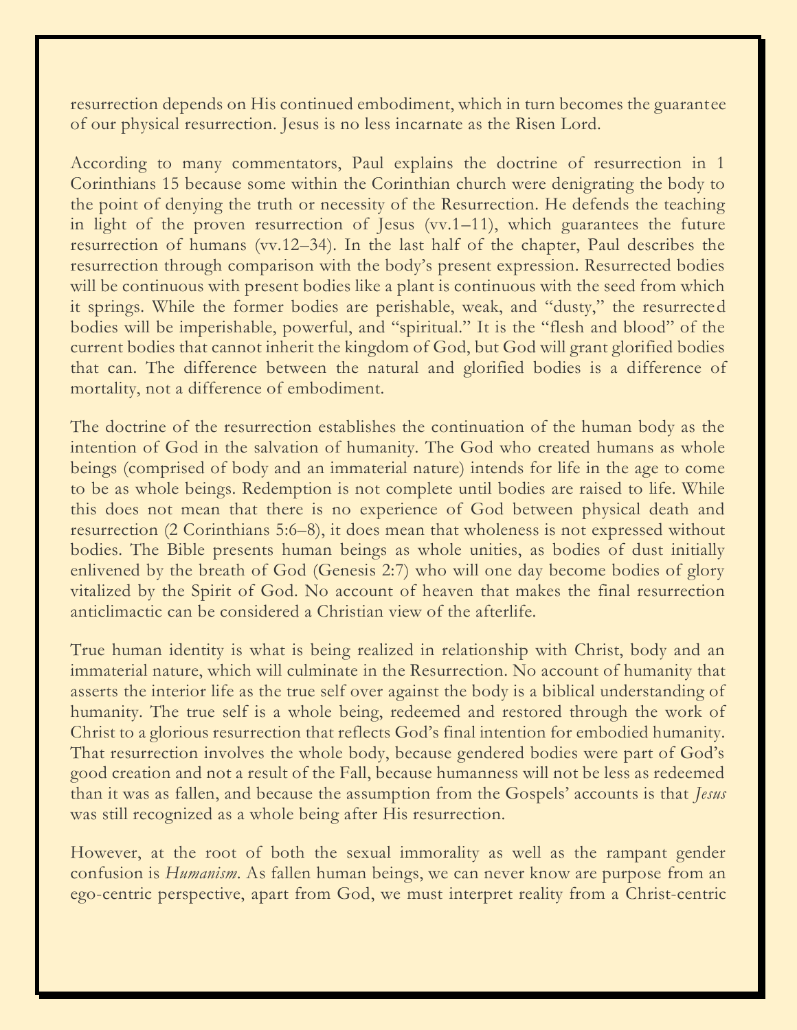resurrection depends on His continued embodiment, which in turn becomes the guarantee of our physical resurrection. Jesus is no less incarnate as the Risen Lord.

According to many commentators, Paul explains the doctrine of resurrection in 1 Corinthians 15 because some within the Corinthian church were denigrating the body to the point of denying the truth or necessity of the Resurrection. He defends the teaching in light of the proven resurrection of Jesus (vv.1–11), which guarantees the future resurrection of humans (vv.12–34). In the last half of the chapter, Paul describes the resurrection through comparison with the body's present expression. Resurrected bodies will be continuous with present bodies like a plant is continuous with the seed from which it springs. While the former bodies are perishable, weak, and "dusty," the resurrected bodies will be imperishable, powerful, and "spiritual." It is the "flesh and blood" of the current bodies that cannot inherit the kingdom of God, but God will grant glorified bodies that can. The difference between the natural and glorified bodies is a difference of mortality, not a difference of embodiment.

The doctrine of the resurrection establishes the continuation of the human body as the intention of God in the salvation of humanity. The God who created humans as whole beings (comprised of body and an immaterial nature) intends for life in the age to come to be as whole beings. Redemption is not complete until bodies are raised to life. While this does not mean that there is no experience of God between physical death and resurrection (2 Corinthians 5:6–8), it does mean that wholeness is not expressed without bodies. The Bible presents human beings as whole unities, as bodies of dust initially enlivened by the breath of God (Genesis 2:7) who will one day become bodies of glory vitalized by the Spirit of God. No account of heaven that makes the final resurrection anticlimactic can be considered a Christian view of the afterlife.

True human identity is what is being realized in relationship with Christ, body and an immaterial nature, which will culminate in the Resurrection. No account of humanity that asserts the interior life as the true self over against the body is a biblical understanding of humanity. The true self is a whole being, redeemed and restored through the work of Christ to a glorious resurrection that reflects God's final intention for embodied humanity. That resurrection involves the whole body, because gendered bodies were part of God's good creation and not a result of the Fall, because humanness will not be less as redeemed than it was as fallen, and because the assumption from the Gospels' accounts is that *Jesus* was still recognized as a whole being after His resurrection.

However, at the root of both the sexual immorality as well as the rampant gender confusion is *Humanism*. As fallen human beings, we can never know are purpose from an ego-centric perspective, apart from God, we must interpret reality from a Christ-centric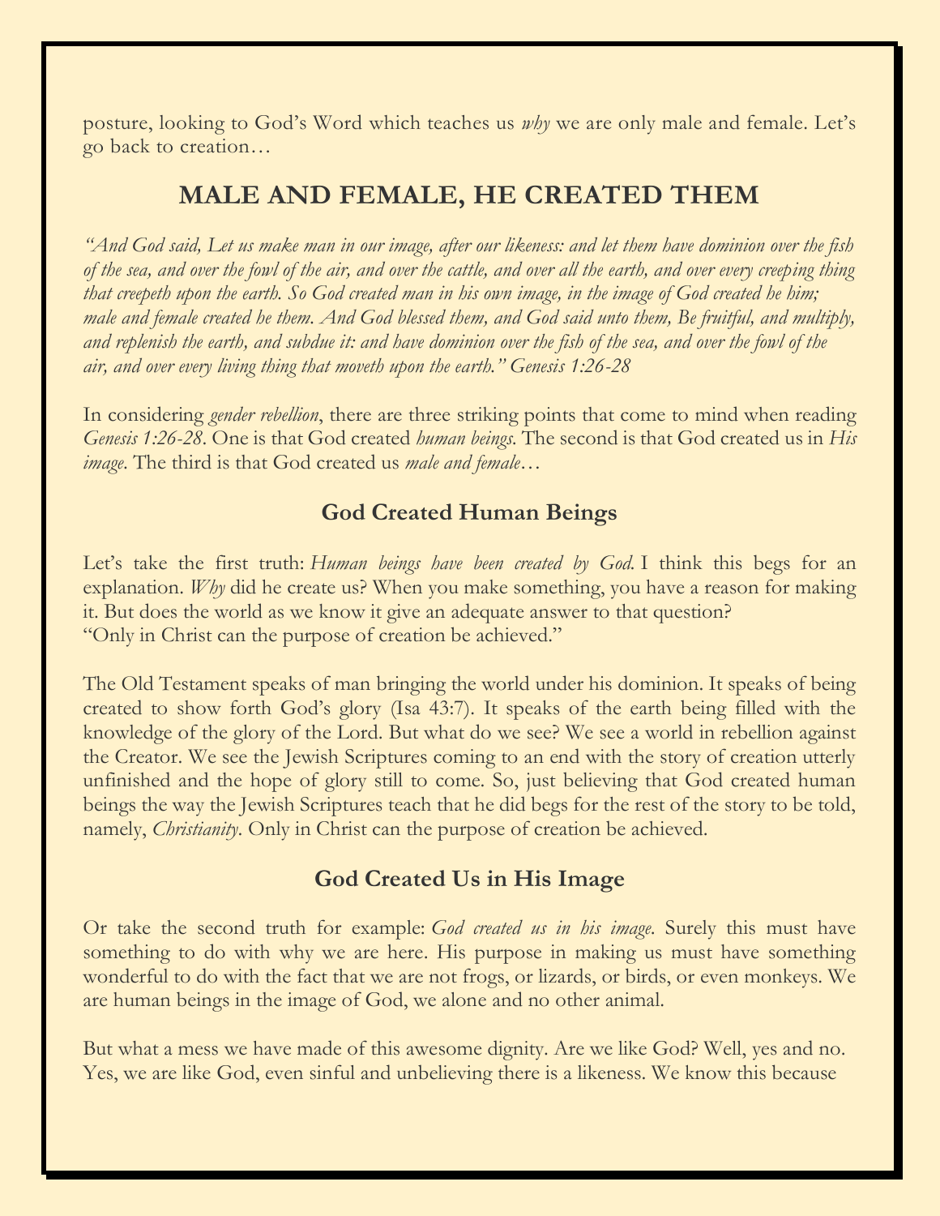posture, looking to God's Word which teaches us *why* we are only male and female. Let's go back to creation…

## MALE AND FEMALE, HE CREATED THEM

*"And God said, Let us make man in our image, after our likeness: and let them have dominion over the fish of the sea, and over the fowl of the air, and over the cattle, and over all the earth, and over every creeping thing that creepeth upon the earth. So God created man in his own image, in the image of God created he him; male and female created he them. And God blessed them, and God said unto them, Be fruitful, and multiply, and replenish the earth, and subdue it: and have dominion over the fish of the sea, and over the fowl of the air, and over every living thing that moveth upon the earth." Genesis 1:26-28*

In considering *gender rebellion*, there are three striking points that come to mind when reading *Genesis 1:26-28*. One is that God created *human beings*. The second is that God created us in *His image*. The third is that God created us *male and female*…

### God Created Human Beings

Let's take the first truth: *Human beings have been created by God.* I think this begs for an explanation. *Why* did he create us? When you make something, you have a reason for making it. But does the world as we know it give an adequate answer to that question?
"Only in Christ can the purpose of creation be achieved."

The Old Testament speaks of man bringing the world under his dominion. It speaks of being created to show forth God's glory (Isa 43:7). It speaks of the earth being filled with the knowledge of the glory of the Lord. But what do we see? We see a world in rebellion against the Creator. We see the Jewish Scriptures coming to an end with the story of creation utterly unfinished and the hope of glory still to come. So, just believing that God created human beings the way the Jewish Scriptures teach that he did begs for the rest of the story to be told, namely, *Christianity*. Only in Christ can the purpose of creation be achieved.

### God Created Us in His Image

Or take the second truth for example: *God created us in his image.* Surely this must have something to do with why we are here. His purpose in making us must have something wonderful to do with the fact that we are not frogs, or lizards, or birds, or even monkeys. We are human beings in the image of God, we alone and no other animal.

But what a mess we have made of this awesome dignity. Are we like God? Well, yes and no. Yes, we are like God, even sinful and unbelieving there is a likeness. We know this because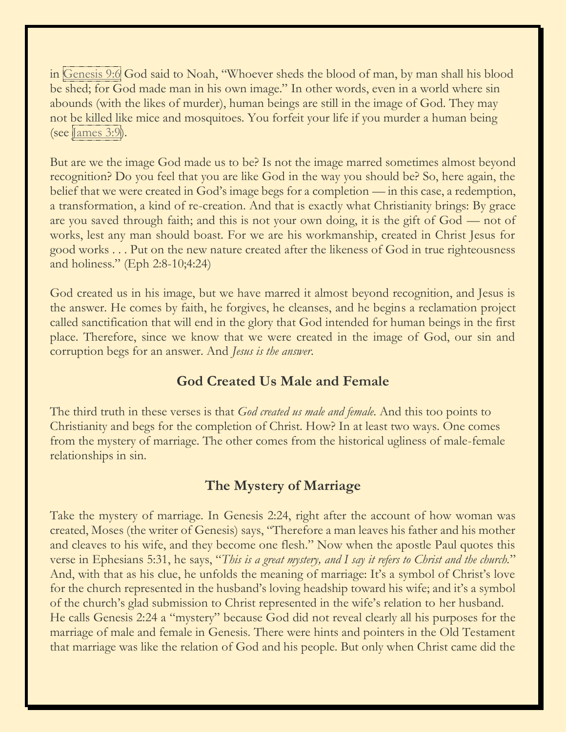in Genesis 9:6 God said to Noah, "Whoever sheds the blood of man, by man shall his blood be shed; for God made man in his own image." In other words, even in a world where sin abounds (with the likes of murder), human beings are still in the image of God. They may not be killed like mice and mosquitoes. You forfeit your life if you murder a human being (see James 3:9).

But are we the image God made us to be? Is not the image marred sometimes almost beyond recognition? Do you feel that you are like God in the way you should be? So, here again, the belief that we were created in God's image begs for a completion — in this case, a redemption, a transformation, a kind of re-creation. And that is exactly what Christianity brings: By grace are you saved through faith; and this is not your own doing, it is the gift of God — not of works, lest any man should boast. For we are his workmanship, created in Christ Jesus for good works . . . Put on the new nature created after the likeness of God in true righteousness and holiness." (Eph 2:8-10;4:24)

God created us in his image, but we have marred it almost beyond recognition, and Jesus is the answer. He comes by faith, he forgives, he cleanses, and he begins a reclamation project called sanctification that will end in the glory that God intended for human beings in the first place. Therefore, since we know that we were created in the image of God, our sin and corruption begs for an answer. And *Jesus is the answer*.

## God Created Us Male and Female

The third truth in these verses is that *God created us male and female*. And this too points to Christianity and begs for the completion of Christ. How? In at least two ways. One comes from the mystery of marriage. The other comes from the historical ugliness of male-female relationships in sin.

## The Mystery of Marriage

Take the mystery of marriage. In Genesis 2:24, right after the account of how woman was created, Moses (the writer of Genesis) says, "Therefore a man leaves his father and his mother and cleaves to his wife, and they become one flesh." Now when the apostle Paul quotes this verse in Ephesians 5:31, he says, "*This is a great mystery, and I say it refers to Christ and the church.*" And, with that as his clue, he unfolds the meaning of marriage: It's a symbol of Christ's love for the church represented in the husband's loving headship toward his wife; and it's a symbol of the church's glad submission to Christ represented in the wife's relation to her husband. He calls Genesis 2:24 a "mystery" because God did not reveal clearly all his purposes for the marriage of male and female in Genesis. There were hints and pointers in the Old Testament that marriage was like the relation of God and his people. But only when Christ came did the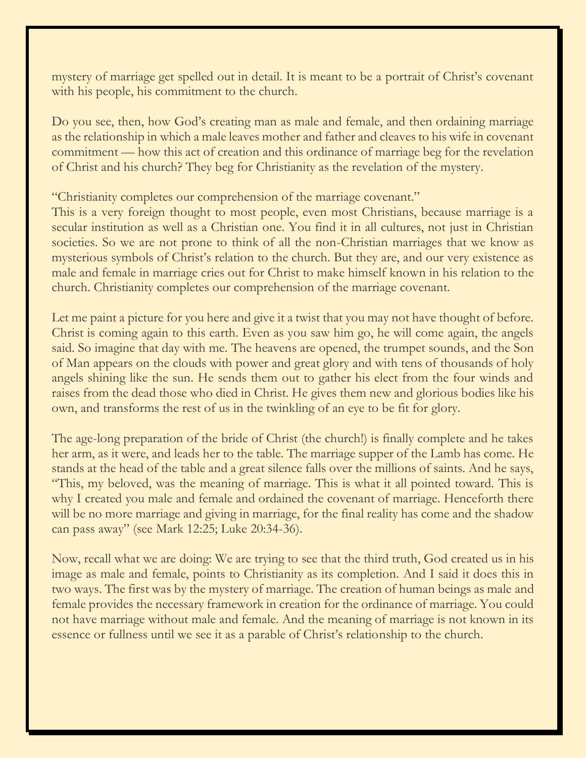mystery of marriage get spelled out in detail. It is meant to be a portrait of Christ's covenant with his people, his commitment to the church.

Do you see, then, how God's creating man as male and female, and then ordaining marriage as the relationship in which a male leaves mother and father and cleaves to his wife in covenant commitment — how this act of creation and this ordinance of marriage beg for the revelation of Christ and his church? They beg for Christianity as the revelation of the mystery.

"Christianity completes our comprehension of the marriage covenant."
This is a very foreign thought to most people, even most Christians, because marriage is a secular institution as well as a Christian one. You find it in all cultures, not just in Christian societies. So we are not prone to think of all the non-Christian marriages that we know as mysterious symbols of Christ's relation to the church. But they are, and our very existence as male and female in marriage cries out for Christ to make himself known in his relation to the church. Christianity completes our comprehension of the marriage covenant.

Let me paint a picture for you here and give it a twist that you may not have thought of before. Christ is coming again to this earth. Even as you saw him go, he will come again, the angels said. So imagine that day with me. The heavens are opened, the trumpet sounds, and the Son of Man appears on the clouds with power and great glory and with tens of thousands of holy angels shining like the sun. He sends them out to gather his elect from the four winds and raises from the dead those who died in Christ. He gives them new and glorious bodies like his own, and transforms the rest of us in the twinkling of an eye to be fit for glory.

The age-long preparation of the bride of Christ (the church!) is finally complete and he takes her arm, as it were, and leads her to the table. The marriage supper of the Lamb has come. He stands at the head of the table and a great silence falls over the millions of saints. And he says, "This, my beloved, was the meaning of marriage. This is what it all pointed toward. This is why I created you male and female and ordained the covenant of marriage. Henceforth there will be no more marriage and giving in marriage, for the final reality has come and the shadow can pass away" (see Mark 12:25; Luke 20:34-36).

Now, recall what we are doing: We are trying to see that the third truth, God created us in his image as male and female, points to Christianity as its completion. And I said it does this in two ways. The first was by the mystery of marriage. The creation of human beings as male and female provides the necessary framework in creation for the ordinance of marriage. You could not have marriage without male and female. And the meaning of marriage is not known in its essence or fullness until we see it as a parable of Christ's relationship to the church.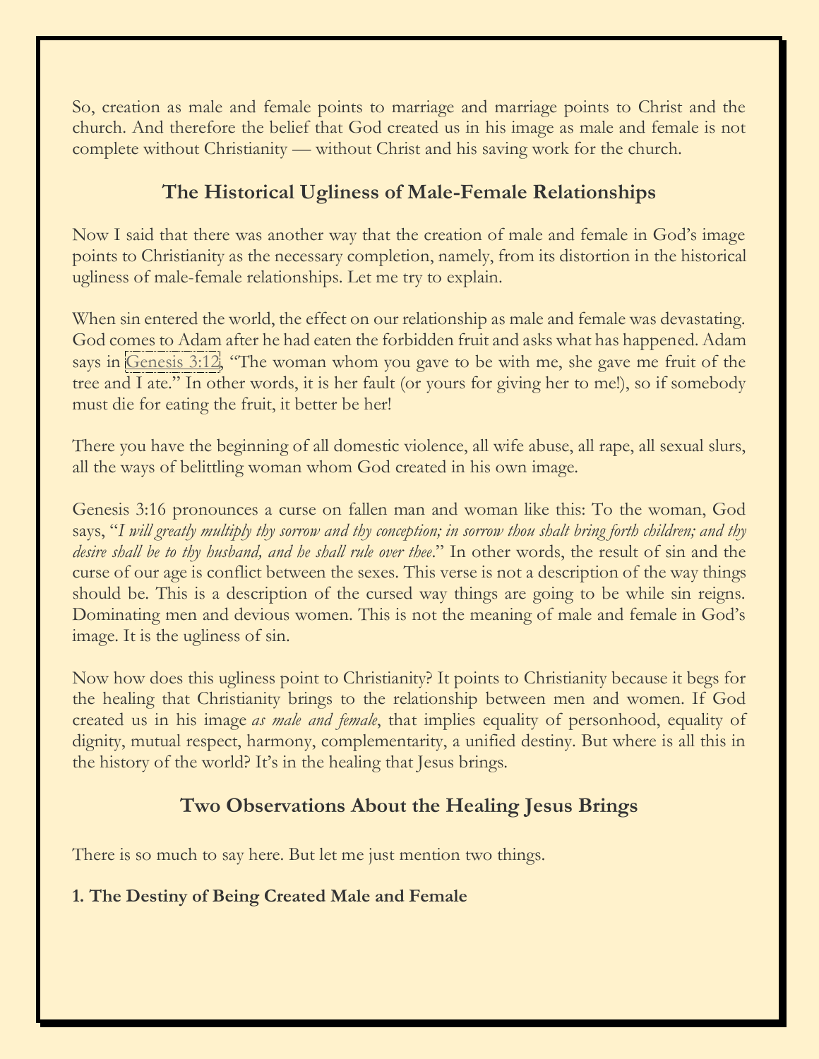So, creation as male and female points to marriage and marriage points to Christ and the church. And therefore the belief that God created us in his image as male and female is not complete without Christianity — without Christ and his saving work for the church.

## The Historical Ugliness of Male-Female Relationships

Now I said that there was another way that the creation of male and female in God's image points to Christianity as the necessary completion, namely, from its distortion in the historical ugliness of male-female relationships. Let me try to explain.

When sin entered the world, the effect on our relationship as male and female was devastating. God comes to Adam after he had eaten the forbidden fruit and asks what has happened. Adam says in Genesis 3:12, "The woman whom you gave to be with me, she gave me fruit of the tree and I ate." In other words, it is her fault (or yours for giving her to me!), so if somebody must die for eating the fruit, it better be her!

There you have the beginning of all domestic violence, all wife abuse, all rape, all sexual slurs, all the ways of belittling woman whom God created in his own image.

Genesis 3:16 pronounces a curse on fallen man and woman like this: To the woman, God says, "*I will greatly multiply thy sorrow and thy conception; in sorrow thou shalt bring forth children; and thy desire shall be to thy husband, and he shall rule over thee*." In other words, the result of sin and the curse of our age is conflict between the sexes. This verse is not a description of the way things should be. This is a description of the cursed way things are going to be while sin reigns. Dominating men and devious women. This is not the meaning of male and female in God's image. It is the ugliness of sin.

Now how does this ugliness point to Christianity? It points to Christianity because it begs for the healing that Christianity brings to the relationship between men and women. If God created us in his image *as male and female*, that implies equality of personhood, equality of dignity, mutual respect, harmony, complementarity, a unified destiny. But where is all this in the history of the world? It's in the healing that Jesus brings.

## Two Observations About the Healing Jesus Brings

There is so much to say here. But let me just mention two things.

### 1. The Destiny of Being Created Male and Female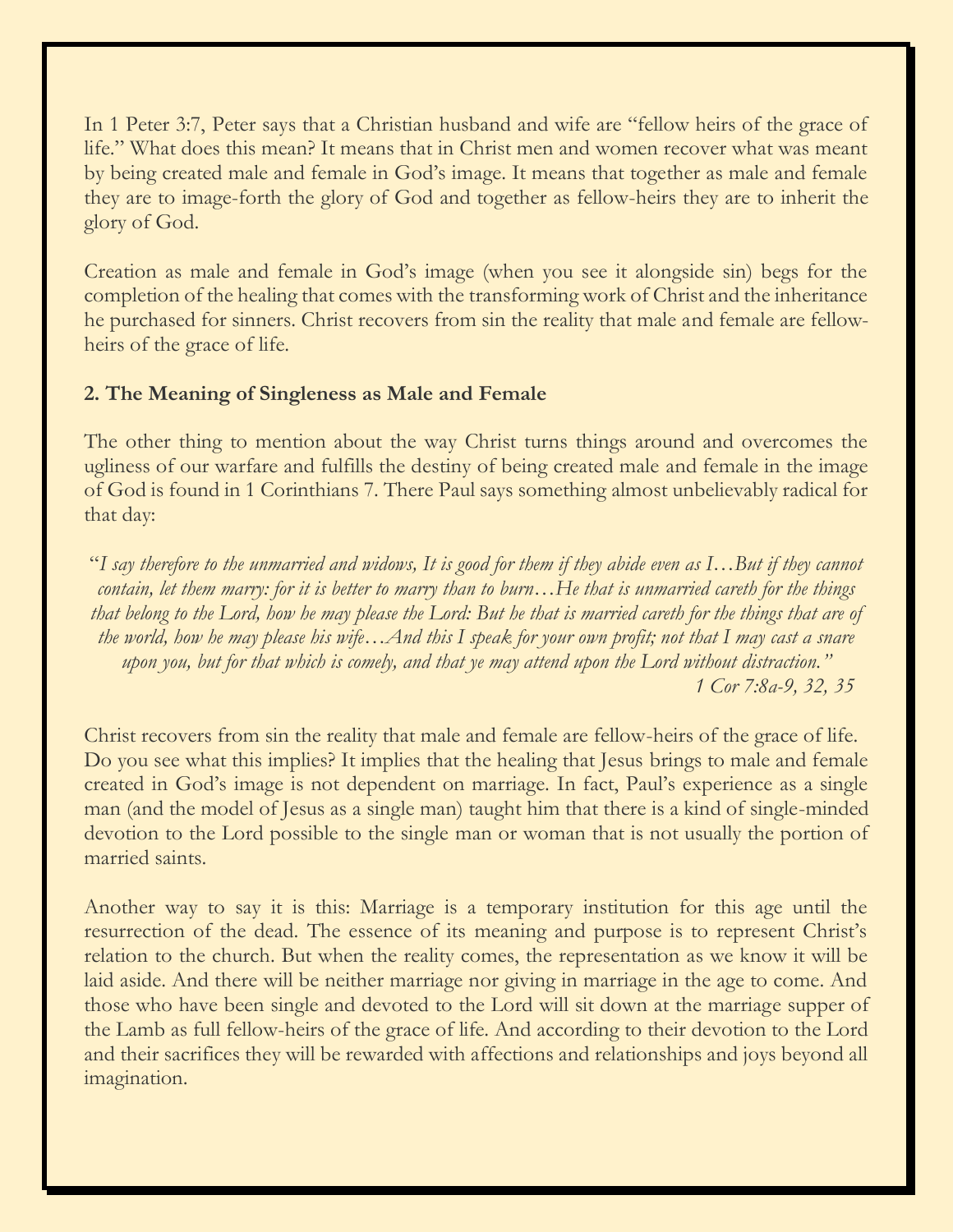In 1 Peter 3:7, Peter says that a Christian husband and wife are "fellow heirs of the grace of life." What does this mean? It means that in Christ men and women recover what was meant by being created male and female in God's image. It means that together as male and female they are to image-forth the glory of God and together as fellow-heirs they are to inherit the glory of God.

Creation as male and female in God's image (when you see it alongside sin) begs for the completion of the healing that comes with the transforming work of Christ and the inheritance he purchased for sinners. Christ recovers from sin the reality that male and female are fellow-heirs of the grace of life.

### 2. The Meaning of Singleness as Male and Female

The other thing to mention about the way Christ turns things around and overcomes the ugliness of our warfare and fulfills the destiny of being created male and female in the image of God is found in 1 Corinthians 7. There Paul says something almost unbelievably radical for that day:

> *"I say therefore to the unmarried and widows, It is good for them if they abide even as I…But if they cannot contain, let them marry: for it is better to marry than to burn…He that is unmarried careth for the things that belong to the Lord, how he may please the Lord: But he that is married careth for the things that are of the world, how he may please his wife…And this I speak for your own profit; not that I may cast a snare upon you, but for that which is comely, and that ye may attend upon the Lord without distraction."*
>
> *1 Cor 7:8a-9, 32, 35*

Christ recovers from sin the reality that male and female are fellow-heirs of the grace of life. Do you see what this implies? It implies that the healing that Jesus brings to male and female created in God's image is not dependent on marriage. In fact, Paul's experience as a single man (and the model of Jesus as a single man) taught him that there is a kind of single-minded devotion to the Lord possible to the single man or woman that is not usually the portion of married saints.

Another way to say it is this: Marriage is a temporary institution for this age until the resurrection of the dead. The essence of its meaning and purpose is to represent Christ's relation to the church. But when the reality comes, the representation as we know it will be laid aside. And there will be neither marriage nor giving in marriage in the age to come. And those who have been single and devoted to the Lord will sit down at the marriage supper of the Lamb as full fellow-heirs of the grace of life. And according to their devotion to the Lord and their sacrifices they will be rewarded with affections and relationships and joys beyond all imagination.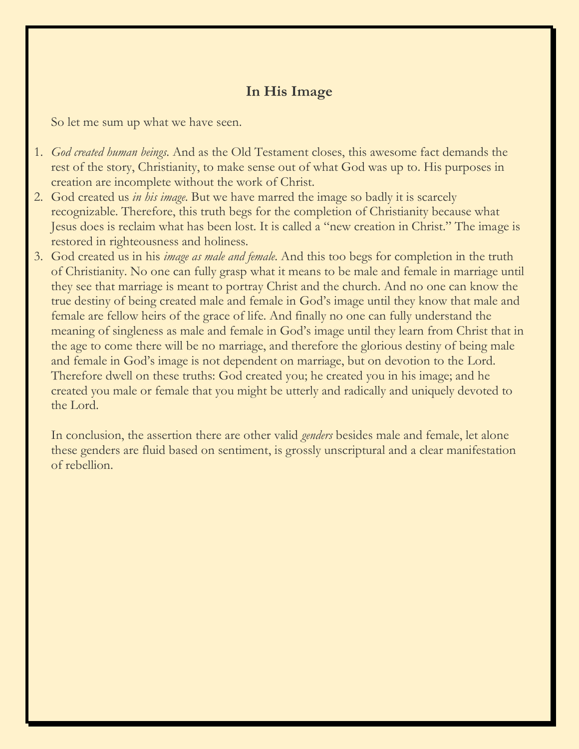## In His Image

So let me sum up what we have seen.

1. *God created human beings*. And as the Old Testament closes, this awesome fact demands the rest of the story, Christianity, to make sense out of what God was up to. His purposes in creation are incomplete without the work of Christ.
2. God created us *in his image*. But we have marred the image so badly it is scarcely recognizable. Therefore, this truth begs for the completion of Christianity because what Jesus does is reclaim what has been lost. It is called a "new creation in Christ." The image is restored in righteousness and holiness.
3. God created us in his *image as male and female*. And this too begs for completion in the truth of Christianity. No one can fully grasp what it means to be male and female in marriage until they see that marriage is meant to portray Christ and the church. And no one can know the true destiny of being created male and female in God's image until they know that male and female are fellow heirs of the grace of life. And finally no one can fully understand the meaning of singleness as male and female in God's image until they learn from Christ that in the age to come there will be no marriage, and therefore the glorious destiny of being male and female in God's image is not dependent on marriage, but on devotion to the Lord. Therefore dwell on these truths: God created you; he created you in his image; and he created you male or female that you might be utterly and radically and uniquely devoted to the Lord.

In conclusion, the assertion there are other valid *genders* besides male and female, let alone these genders are fluid based on sentiment, is grossly unscriptural and a clear manifestation of rebellion.